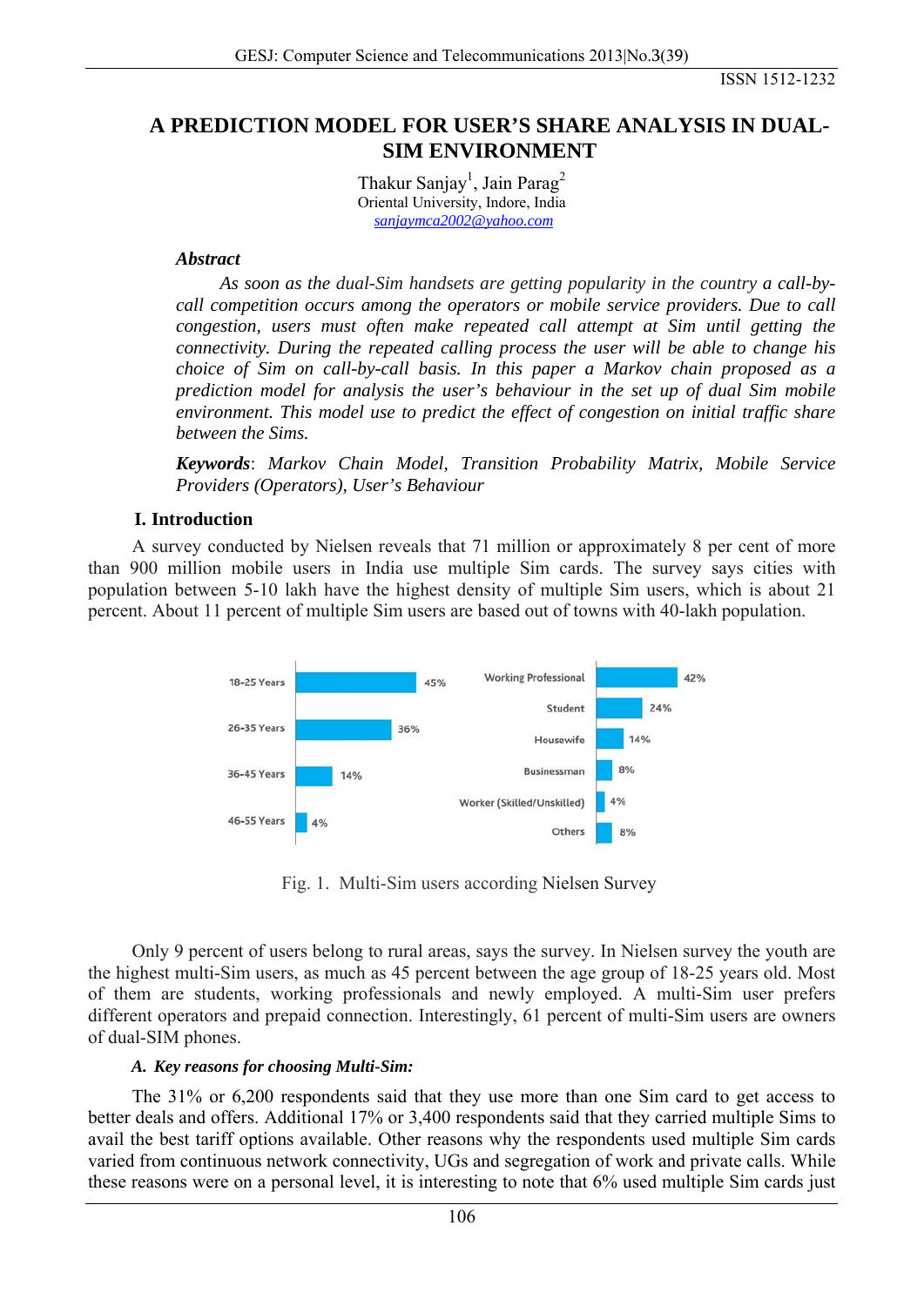# A PREDICTION MODEL FOR USER'S SHARE ANALYSIS IN DUAL-SIM ENVIRONMENT

Thakur Sanjay[1], Jain Parag[2]
Oriental University, Indore, India
sanjaymca2002@yahoo.com

### *Abstract*

*As soon as the dual-Sim handsets are getting popularity in the country a call-by-call competition occurs among the operators or mobile service providers. Due to call congestion, users must often make repeated call attempt at Sim until getting the connectivity. During the repeated calling process the user will be able to change his choice of Sim on call-by-call basis. In this paper a Markov chain proposed as a prediction model for analysis the user's behaviour in the set up of dual Sim mobile environment. This model use to predict the effect of congestion on initial traffic share between the Sims.*

***Keywords***: *Markov Chain Model, Transition Probability Matrix, Mobile Service Providers (Operators), User's Behaviour*

## I. Introduction

A survey conducted by Nielsen reveals that 71 million or approximately 8 per cent of more than 900 million mobile users in India use multiple Sim cards. The survey says cities with population between 5-10 lakh have the highest density of multiple Sim users, which is about 21 percent. About 11 percent of multiple Sim users are based out of towns with 40-lakh population.

| Age group | Share |
|---|---|
| 18-25 Years | 45% |
| 26-35 Years | 36% |
| 36-45 Years | 14% |
| 46-55 Years | 4% |

| Occupation | Share |
|---|---|
| Working Professional | 42% |
| Student | 24% |
| Housewife | 14% |
| Businessman | 8% |
| Worker (Skilled/Unskilled) | 4% |
| Others | 8% |

Fig. 1. Multi-Sim users according Nielsen Survey

Only 9 percent of users belong to rural areas, says the survey. In Nielsen survey the youth are the highest multi-Sim users, as much as 45 percent between the age group of 18-25 years old. Most of them are students, working professionals and newly employed. A multi-Sim user prefers different operators and prepaid connection. Interestingly, 61 percent of multi-Sim users are owners of dual-SIM phones.

### *A. Key reasons for choosing Multi-Sim:*

The 31% or 6,200 respondents said that they use more than one Sim card to get access to better deals and offers. Additional 17% or 3,400 respondents said that they carried multiple Sims to avail the best tariff options available. Other reasons why the respondents used multiple Sim cards varied from continuous network connectivity, UGs and segregation of work and private calls. While these reasons were on a personal level, it is interesting to note that 6% used multiple Sim cards just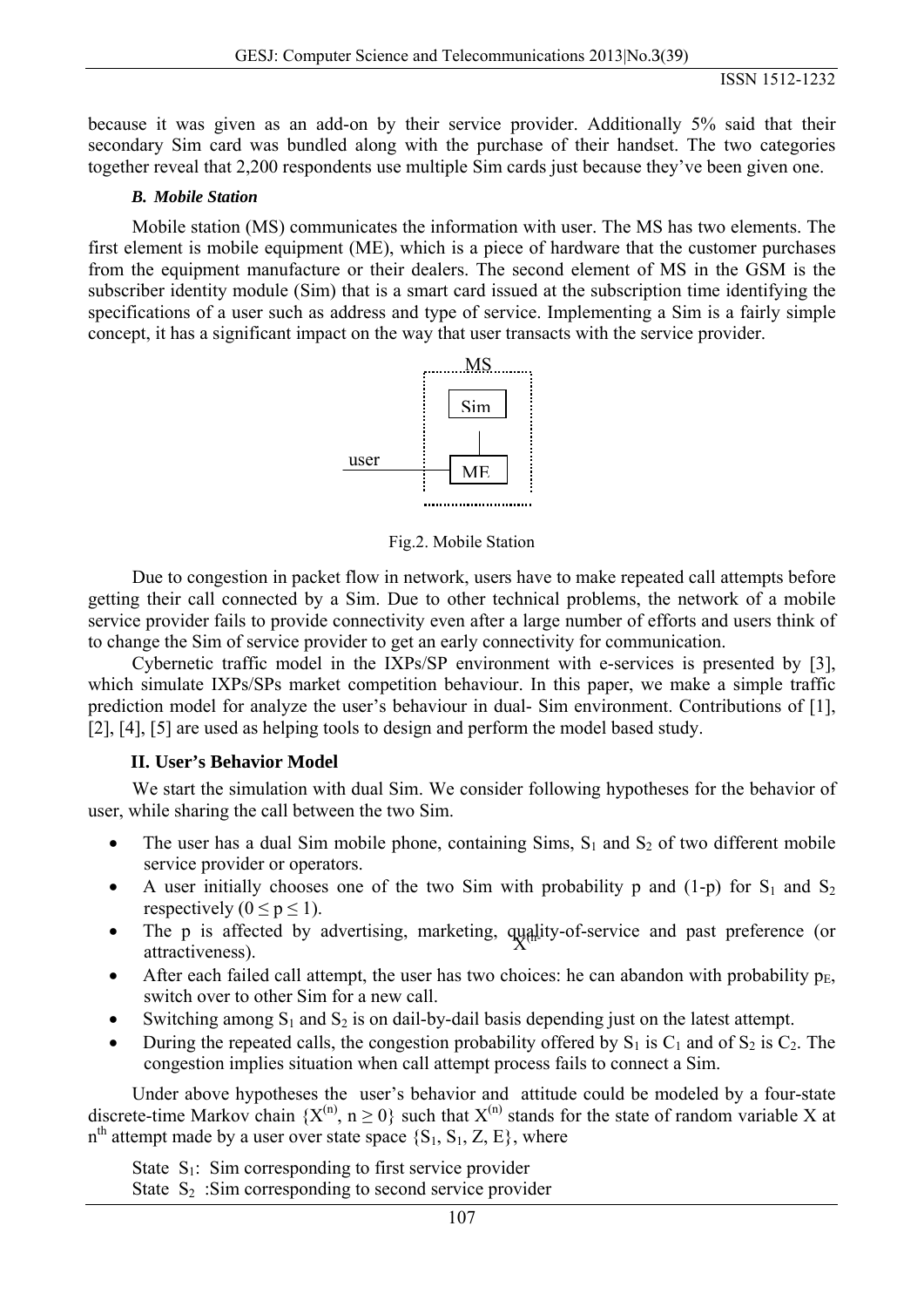because it was given as an add-on by their service provider. Additionally 5% said that their secondary Sim card was bundled along with the purchase of their handset. The two categories together reveal that 2,200 respondents use multiple Sim cards just because they've been given one.

### *B. Mobile Station*

Mobile station (MS) communicates the information with user. The MS has two elements. The first element is mobile equipment (ME), which is a piece of hardware that the customer purchases from the equipment manufacture or their dealers. The second element of MS in the GSM is the subscriber identity module (Sim) that is a smart card issued at the subscription time identifying the specifications of a user such as address and type of service. Implementing a Sim is a fairly simple concept, it has a significant impact on the way that user transacts with the service provider.

MS

Sim

user

ME

Fig.2. Mobile Station

Due to congestion in packet flow in network, users have to make repeated call attempts before getting their call connected by a Sim. Due to other technical problems, the network of a mobile service provider fails to provide connectivity even after a large number of efforts and users think of to change the Sim of service provider to get an early connectivity for communication.

Cybernetic traffic model in the IXPs/SP environment with e-services is presented by [3], which simulate IXPs/SPs market competition behaviour. In this paper, we make a simple traffic prediction model for analyze the user's behaviour in dual- Sim environment. Contributions of [1], [2], [4], [5] are used as helping tools to design and perform the model based study.

## II. User's Behavior Model

We start the simulation with dual Sim. We consider following hypotheses for the behavior of user, while sharing the call between the two Sim.

- The user has a dual Sim mobile phone, containing Sims, $S_1$ and $S_2$ of two different mobile service provider or operators.
- A user initially chooses one of the two Sim with probability p and (1-p) for $S_1$ and $S_2$ respectively ($0 \leq p \leq 1$).
- The p is affected by advertising, marketing, quality-of-service and past preference (or attractiveness).
- After each failed call attempt, the user has two choices: he can abandon with probability $p_E$, switch over to other Sim for a new call.
- Switching among $S_1$ and $S_2$ is on dail-by-dail basis depending just on the latest attempt.
- During the repeated calls, the congestion probability offered by $S_1$ is $C_1$ and of $S_2$ is $C_2$. The congestion implies situation when call attempt process fails to connect a Sim.

Under above hypotheses the user's behavior and attitude could be modeled by a four-state discrete-time Markov chain $\{X^{(n)}, n \geq 0\}$ such that $X^{(n)}$ stands for the state of random variable X at $n^{th}$ attempt made by a user over state space $\{S_1, S_1, Z, E\}$, where

State $S_1$: Sim corresponding to first service provider

State $S_2$ :Sim corresponding to second service provider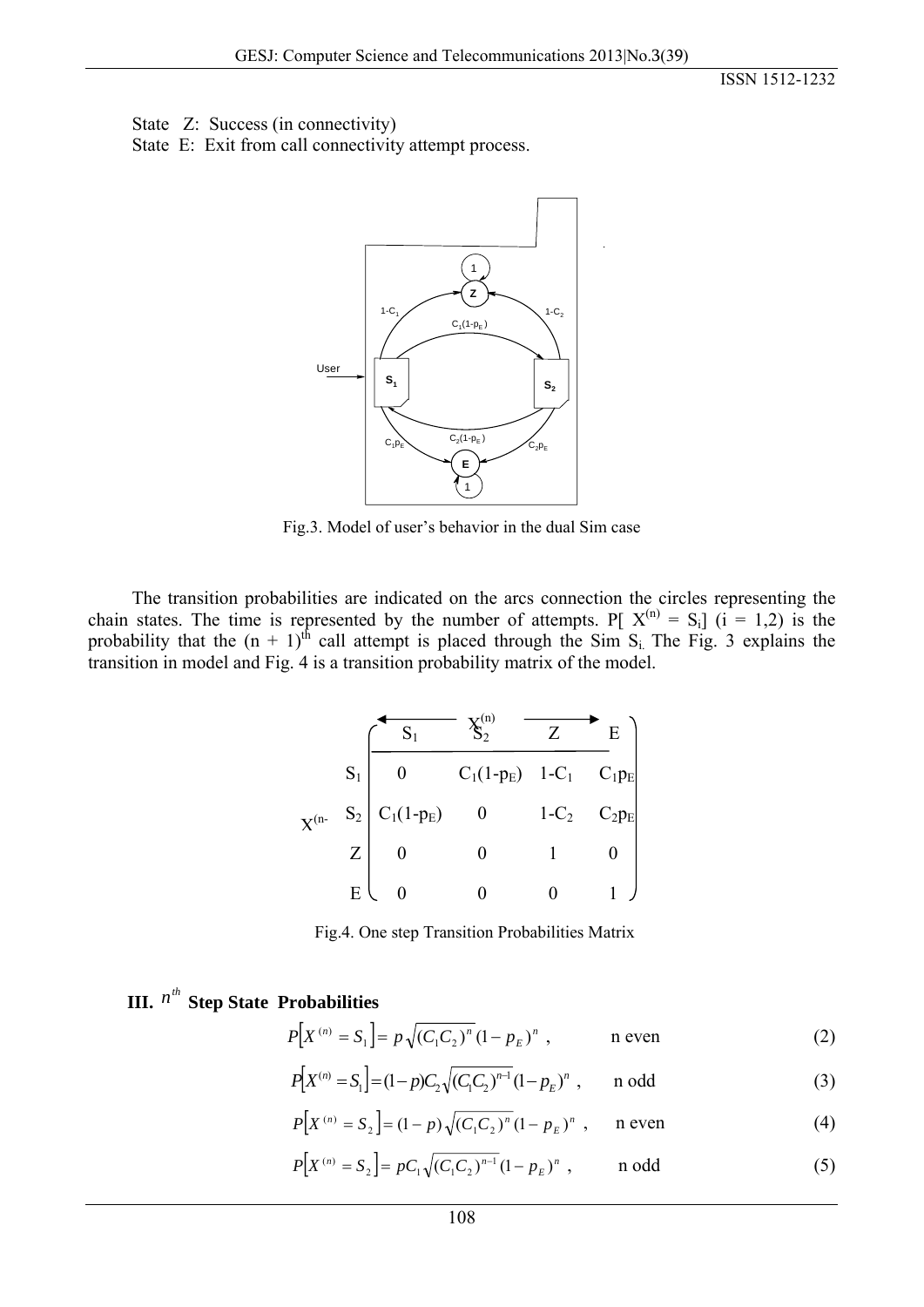State Z: Success (in connectivity)
State E: Exit from call connectivity attempt process.

Fig.3. Model of user's behavior in the dual Sim case

The transition probabilities are indicated on the arcs connection the circles representing the chain states. The time is represented by the number of attempts. P[ $X^{(n)} = S_i$] (i = 1,2) is the probability that the (n + 1)$^{th}$ call attempt is placed through the Sim $S_i$. The Fig. 3 explains the transition in model and Fig. 4 is a transition probability matrix of the model.

| $X^{(n-1)}$ \ $X^{(n)}$ | $S_1$ | $S_2$ | Z | E |
|---|---|---|---|---|
| $S_1$ | 0 | $C_1(1-p_E)$ | $1-C_1$ | $C_1p_E$ |
| $S_2$ | $C_1(1-p_E)$ | 0 | $1-C_2$ | $C_2p_E$ |
| Z | 0 | 0 | 1 | 0 |
| E | 0 | 0 | 0 | 1 |

Fig.4. One step Transition Probabilities Matrix

### III. $n^{th}$ Step State Probabilities

$$P\left[X^{(n)} = S_1\right] = p\sqrt{(C_1C_2)^n}(1-p_E)^n \,, \qquad \text{n even} \tag{2}$$

$$P\left[X^{(n)} = S_1\right] = (1-p)C_2\sqrt{(C_1C_2)^{n-1}}(1-p_E)^n \,, \qquad \text{n odd} \tag{3}$$

$$P\left[X^{(n)} = S_2\right] = (1-p)\sqrt{(C_1C_2)^n}(1-p_E)^n \,, \qquad \text{n even} \tag{4}$$

$$P\left[X^{(n)} = S_2\right] = pC_1\sqrt{(C_1C_2)^{n-1}}(1-p_E)^n \,, \qquad \text{n odd} \tag{5}$$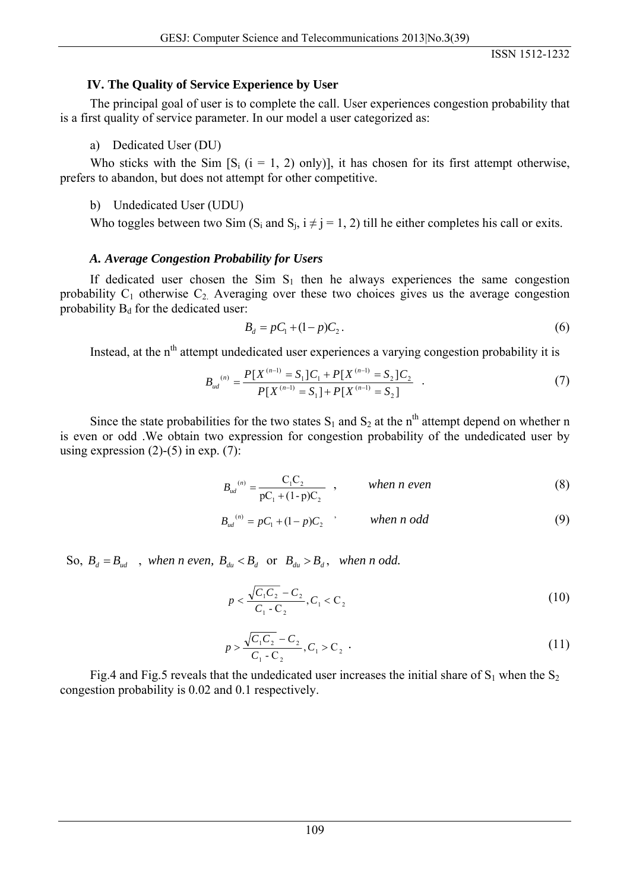### IV. The Quality of Service Experience by User

The principal goal of user is to complete the call. User experiences congestion probability that is a first quality of service parameter. In our model a user categorized as:

a) Dedicated User (DU)

Who sticks with the Sim [$S_i$ (i = 1, 2) only)], it has chosen for its first attempt otherwise, prefers to abandon, but does not attempt for other competitive.

b) Undedicated User (UDU)

Who toggles between two Sim ($S_i$ and $S_j$, $i \neq j = 1, 2$) till he either completes his call or exits.

#### *A. Average Congestion Probability for Users*

If dedicated user chosen the Sim $S_1$ then he always experiences the same congestion probability $C_1$ otherwise $C_2$. Averaging over these two choices gives us the average congestion probability $B_d$ for the dedicated user:

$$B_d = pC_1 + (1-p)C_2 \,. \tag{6}$$

Instead, at the n[th] attempt undedicated user experiences a varying congestion probability it is

$$B_{ud}{}^{(n)} = \frac{P[X^{(n-1)} = S_1]C_1 + P[X^{(n-1)} = S_2]C_2}{P[X^{(n-1)} = S_1] + P[X^{(n-1)} = S_2]} \quad . \tag{7}$$

Since the state probabilities for the two states $S_1$ and $S_2$ at the n[th] attempt depend on whether n is even or odd .We obtain two expression for congestion probability of the undedicated user by using expression (2)-(5) in exp. (7):

$$B_{ud}{}^{(n)} = \frac{C_1C_2}{pC_1 + (1-p)C_2} \quad , \qquad \textit{when n even} \tag{8}$$

$$B_{ud}{}^{(n)} = pC_1 + (1-p)C_2 \quad , \qquad \textit{when n odd} \tag{9}$$

So, $B_d = B_{ud}$ , *when n even,* $B_{du} < B_d$ or $B_{du} > B_d$ , *when n odd.*

$$p < \frac{\sqrt{C_1C_2} - C_2}{C_1 - C_2}, C_1 < C_2 \tag{10}$$

$$p > \frac{\sqrt{C_1C_2} - C_2}{C_1 - C_2}, C_1 > C_2 \ . \tag{11}$$

Fig.4 and Fig.5 reveals that the undedicated user increases the initial share of $S_1$ when the $S_2$ congestion probability is 0.02 and 0.1 respectively.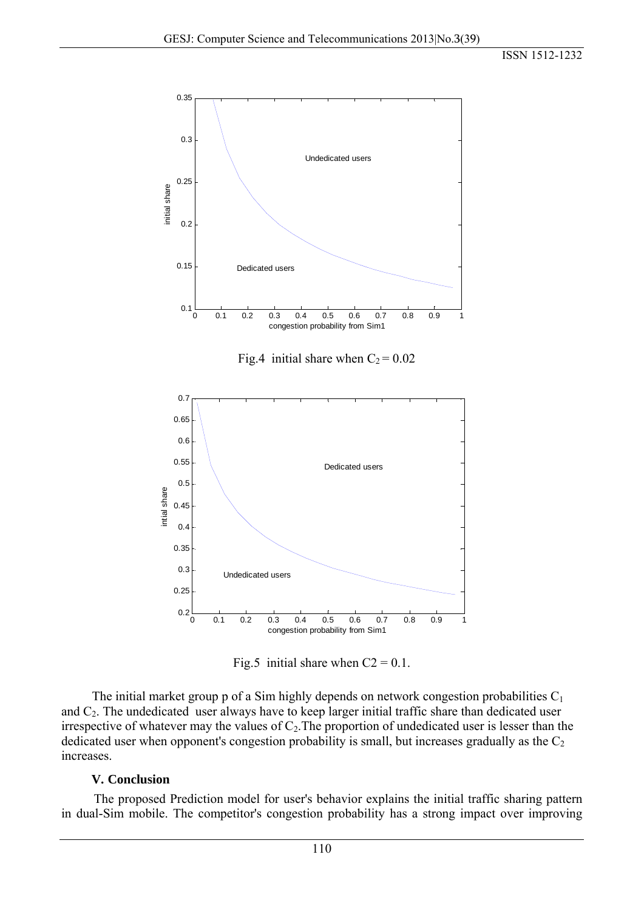Fig.4 initial share when $C_2 = 0.02$

Fig.5 initial share when $C2 = 0.1$.

The initial market group p of a Sim highly depends on network congestion probabilities $C_1$ and $C_2$. The undedicated user always have to keep larger initial traffic share than dedicated user irrespective of whatever may the values of $C_2$.The proportion of undedicated user is lesser than the dedicated user when opponent's congestion probability is small, but increases gradually as the $C_2$ increases.

### V. Conclusion

The proposed Prediction model for user's behavior explains the initial traffic sharing pattern in dual-Sim mobile. The competitor's congestion probability has a strong impact over improving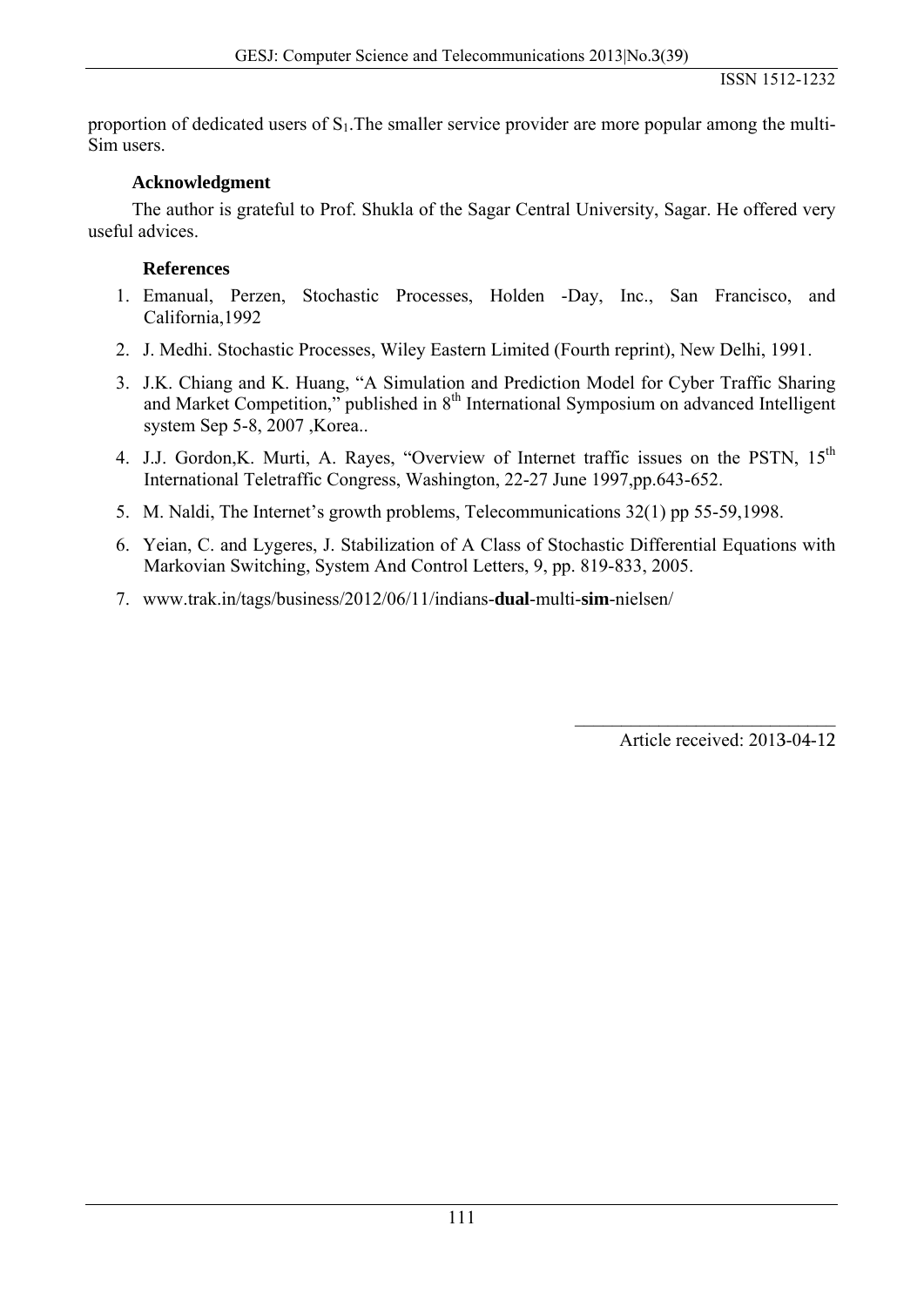proportion of dedicated users of $S_1$.The smaller service provider are more popular among the multi-Sim users.

### Acknowledgment

The author is grateful to Prof. Shukla of the Sagar Central University, Sagar. He offered very useful advices.

### References

1. Emanual, Perzen, Stochastic Processes, Holden -Day, Inc., San Francisco, and California,1992
2. J. Medhi. Stochastic Processes, Wiley Eastern Limited (Fourth reprint), New Delhi, 1991.
3. J.K. Chiang and K. Huang, "A Simulation and Prediction Model for Cyber Traffic Sharing and Market Competition," published in 8th International Symposium on advanced Intelligent system Sep 5-8, 2007 ,Korea..
4. J.J. Gordon,K. Murti, A. Rayes, "Overview of Internet traffic issues on the PSTN, 15th International Teletraffic Congress, Washington, 22-27 June 1997,pp.643-652.
5. M. Naldi, The Internet's growth problems, Telecommunications 32(1) pp 55-59,1998.
6. Yeian, C. and Lygeres, J. Stabilization of A Class of Stochastic Differential Equations with Markovian Switching, System And Control Letters, 9, pp. 819-833, 2005.
7. www.trak.in/tags/business/2012/06/11/indians-**dual**-multi-**sim**-nielsen/

---

Article received: 2013-04-12